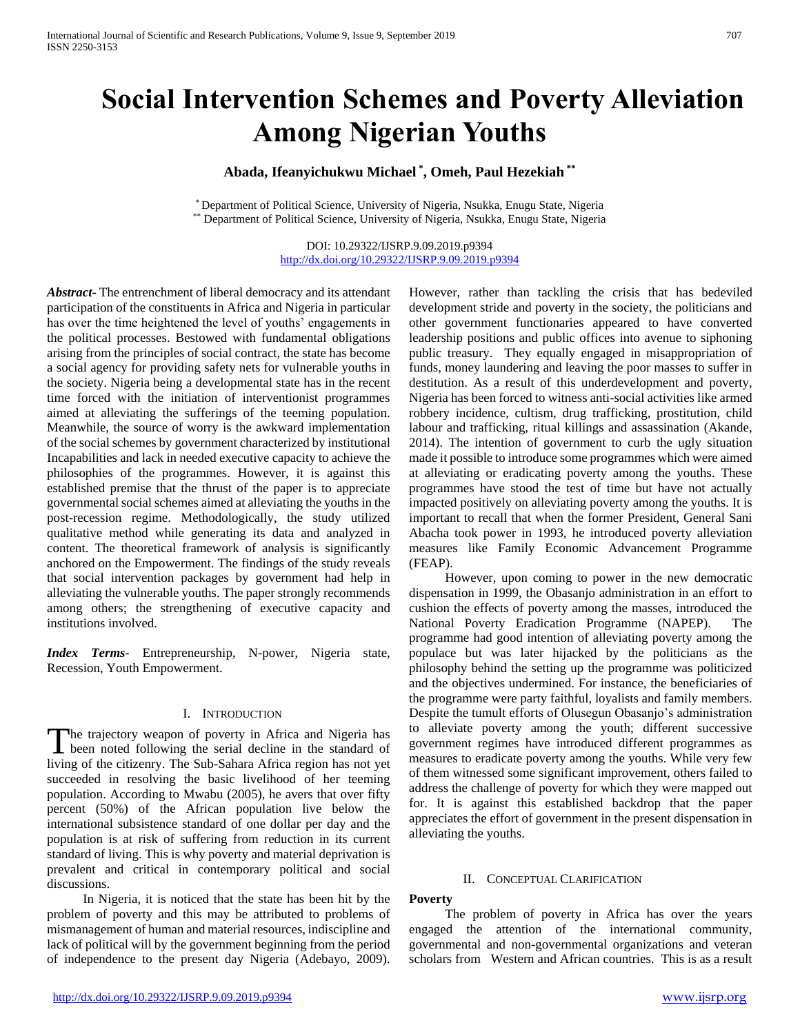# Social Intervention Schemes and Poverty Alleviation Among Nigerian Youths

**Abada, Ifeanyichukwu Michael [*], Omeh, Paul Hezekiah [**]**

[*] Department of Political Science, University of Nigeria, Nsukka, Enugu State, Nigeria
[**] Department of Political Science, University of Nigeria, Nsukka, Enugu State, Nigeria

DOI: 10.29322/IJSRP.9.09.2019.p9394
http://dx.doi.org/10.29322/IJSRP.9.09.2019.p9394

***Abstract-*** The entrenchment of liberal democracy and its attendant participation of the constituents in Africa and Nigeria in particular has over the time heightened the level of youths' engagements in the political processes. Bestowed with fundamental obligations arising from the principles of social contract, the state has become a social agency for providing safety nets for vulnerable youths in the society. Nigeria being a developmental state has in the recent time forced with the initiation of interventionist programmes aimed at alleviating the sufferings of the teeming population. Meanwhile, the source of worry is the awkward implementation of the social schemes by government characterized by institutional Incapabilities and lack in needed executive capacity to achieve the philosophies of the programmes. However, it is against this established premise that the thrust of the paper is to appreciate governmental social schemes aimed at alleviating the youths in the post-recession regime. Methodologically, the study utilized qualitative method while generating its data and analyzed in content. The theoretical framework of analysis is significantly anchored on the Empowerment. The findings of the study reveals that social intervention packages by government had help in alleviating the vulnerable youths. The paper strongly recommends among others; the strengthening of executive capacity and institutions involved.

***Index Terms-*** Entrepreneurship, N-power, Nigeria state, Recession, Youth Empowerment.

## I. Introduction

The trajectory weapon of poverty in Africa and Nigeria has been noted following the serial decline in the standard of living of the citizenry. The Sub-Sahara Africa region has not yet succeeded in resolving the basic livelihood of her teeming population. According to Mwabu (2005), he avers that over fifty percent (50%) of the African population live below the international subsistence standard of one dollar per day and the population is at risk of suffering from reduction in its current standard of living. This is why poverty and material deprivation is prevalent and critical in contemporary political and social discussions.

In Nigeria, it is noticed that the state has been hit by the problem of poverty and this may be attributed to problems of mismanagement of human and material resources, indiscipline and lack of political will by the government beginning from the period of independence to the present day Nigeria (Adebayo, 2009). However, rather than tackling the crisis that has bedeviled development stride and poverty in the society, the politicians and other government functionaries appeared to have converted leadership positions and public offices into avenue to siphoning public treasury. They equally engaged in misappropriation of funds, money laundering and leaving the poor masses to suffer in destitution. As a result of this underdevelopment and poverty, Nigeria has been forced to witness anti-social activities like armed robbery incidence, cultism, drug trafficking, prostitution, child labour and trafficking, ritual killings and assassination (Akande, 2014). The intention of government to curb the ugly situation made it possible to introduce some programmes which were aimed at alleviating or eradicating poverty among the youths. These programmes have stood the test of time but have not actually impacted positively on alleviating poverty among the youths. It is important to recall that when the former President, General Sani Abacha took power in 1993, he introduced poverty alleviation measures like Family Economic Advancement Programme (FEAP).

However, upon coming to power in the new democratic dispensation in 1999, the Obasanjo administration in an effort to cushion the effects of poverty among the masses, introduced the National Poverty Eradication Programme (NAPEP). The programme had good intention of alleviating poverty among the populace but was later hijacked by the politicians as the philosophy behind the setting up the programme was politicized and the objectives undermined. For instance, the beneficiaries of the programme were party faithful, loyalists and family members. Despite the tumult efforts of Olusegun Obasanjo's administration to alleviate poverty among the youth; different successive government regimes have introduced different programmes as measures to eradicate poverty among the youths. While very few of them witnessed some significant improvement, others failed to address the challenge of poverty for which they were mapped out for. It is against this established backdrop that the paper appreciates the effort of government in the present dispensation in alleviating the youths.

## II. Conceptual Clarification

### Poverty

The problem of poverty in Africa has over the years engaged the attention of the international community, governmental and non-governmental organizations and veteran scholars from Western and African countries. This is as a result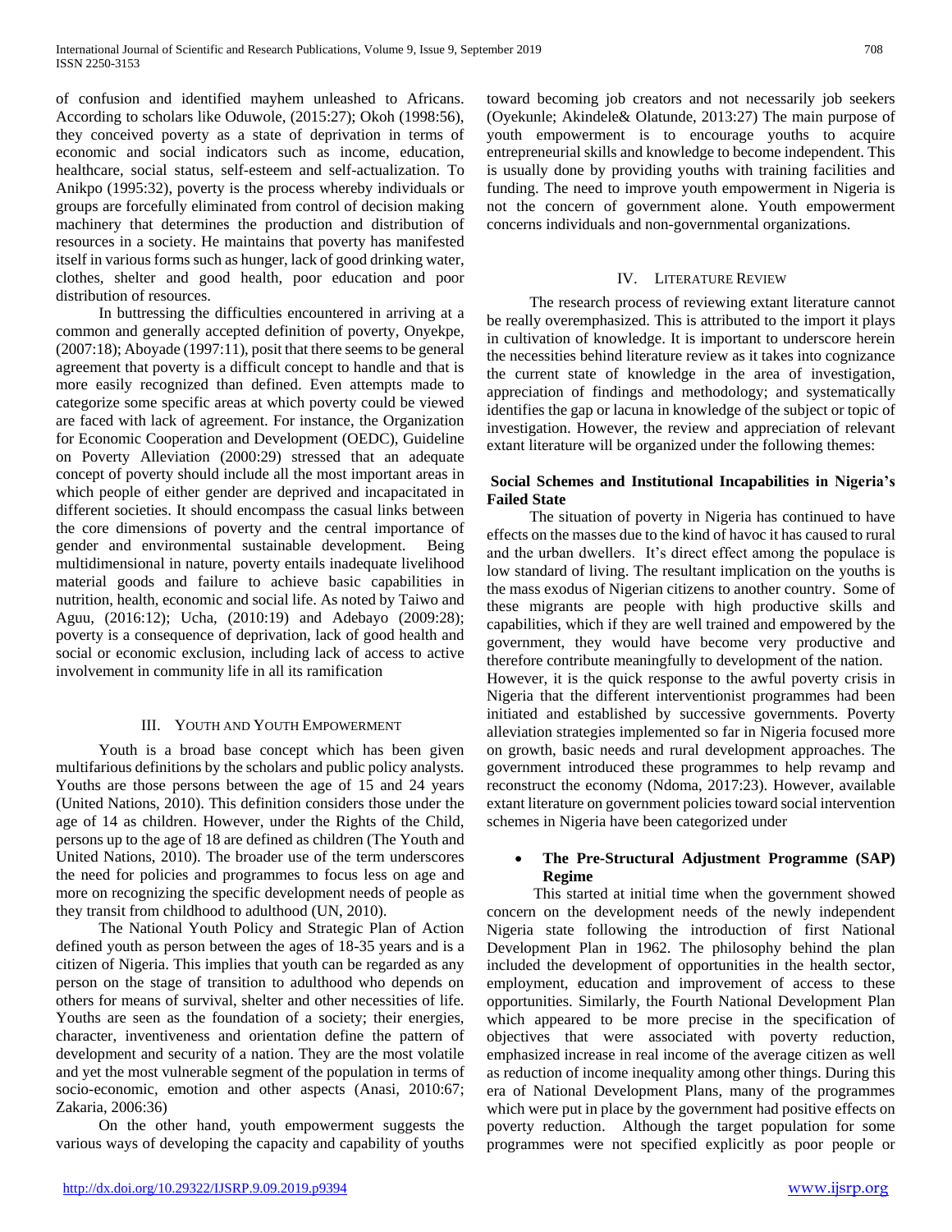of confusion and identified mayhem unleashed to Africans. According to scholars like Oduwole, (2015:27); Okoh (1998:56), they conceived poverty as a state of deprivation in terms of economic and social indicators such as income, education, healthcare, social status, self-esteem and self-actualization. To Anikpo (1995:32), poverty is the process whereby individuals or groups are forcefully eliminated from control of decision making machinery that determines the production and distribution of resources in a society. He maintains that poverty has manifested itself in various forms such as hunger, lack of good drinking water, clothes, shelter and good health, poor education and poor distribution of resources.

In buttressing the difficulties encountered in arriving at a common and generally accepted definition of poverty, Onyekpe, (2007:18); Aboyade (1997:11), posit that there seems to be general agreement that poverty is a difficult concept to handle and that is more easily recognized than defined. Even attempts made to categorize some specific areas at which poverty could be viewed are faced with lack of agreement. For instance, the Organization for Economic Cooperation and Development (OEDC), Guideline on Poverty Alleviation (2000:29) stressed that an adequate concept of poverty should include all the most important areas in which people of either gender are deprived and incapacitated in different societies. It should encompass the casual links between the core dimensions of poverty and the central importance of gender and environmental sustainable development. Being multidimensional in nature, poverty entails inadequate livelihood material goods and failure to achieve basic capabilities in nutrition, health, economic and social life. As noted by Taiwo and Aguu, (2016:12); Ucha, (2010:19) and Adebayo (2009:28); poverty is a consequence of deprivation, lack of good health and social or economic exclusion, including lack of access to active involvement in community life in all its ramification

## III. Youth and Youth Empowerment

Youth is a broad base concept which has been given multifarious definitions by the scholars and public policy analysts. Youths are those persons between the age of 15 and 24 years (United Nations, 2010). This definition considers those under the age of 14 as children. However, under the Rights of the Child, persons up to the age of 18 are defined as children (The Youth and United Nations, 2010). The broader use of the term underscores the need for policies and programmes to focus less on age and more on recognizing the specific development needs of people as they transit from childhood to adulthood (UN, 2010).

The National Youth Policy and Strategic Plan of Action defined youth as person between the ages of 18-35 years and is a citizen of Nigeria. This implies that youth can be regarded as any person on the stage of transition to adulthood who depends on others for means of survival, shelter and other necessities of life. Youths are seen as the foundation of a society; their energies, character, inventiveness and orientation define the pattern of development and security of a nation. They are the most volatile and yet the most vulnerable segment of the population in terms of socio-economic, emotion and other aspects (Anasi, 2010:67; Zakaria, 2006:36)

On the other hand, youth empowerment suggests the various ways of developing the capacity and capability of youths toward becoming job creators and not necessarily job seekers (Oyekunle; Akindele& Olatunde, 2013:27) The main purpose of youth empowerment is to encourage youths to acquire entrepreneurial skills and knowledge to become independent. This is usually done by providing youths with training facilities and funding. The need to improve youth empowerment in Nigeria is not the concern of government alone. Youth empowerment concerns individuals and non-governmental organizations.

## IV. Literature Review

The research process of reviewing extant literature cannot be really overemphasized. This is attributed to the import it plays in cultivation of knowledge. It is important to underscore herein the necessities behind literature review as it takes into cognizance the current state of knowledge in the area of investigation, appreciation of findings and methodology; and systematically identifies the gap or lacuna in knowledge of the subject or topic of investigation. However, the review and appreciation of relevant extant literature will be organized under the following themes:

### Social Schemes and Institutional Incapabilities in Nigeria's Failed State

The situation of poverty in Nigeria has continued to have effects on the masses due to the kind of havoc it has caused to rural and the urban dwellers. It's direct effect among the populace is low standard of living. The resultant implication on the youths is the mass exodus of Nigerian citizens to another country. Some of these migrants are people with high productive skills and capabilities, which if they are well trained and empowered by the government, they would have become very productive and therefore contribute meaningfully to development of the nation.

However, it is the quick response to the awful poverty crisis in Nigeria that the different interventionist programmes had been initiated and established by successive governments. Poverty alleviation strategies implemented so far in Nigeria focused more on growth, basic needs and rural development approaches. The government introduced these programmes to help revamp and reconstruct the economy (Ndoma, 2017:23). However, available extant literature on government policies toward social intervention schemes in Nigeria have been categorized under

- **The Pre-Structural Adjustment Programme (SAP) Regime**

This started at initial time when the government showed concern on the development needs of the newly independent Nigeria state following the introduction of first National Development Plan in 1962. The philosophy behind the plan included the development of opportunities in the health sector, employment, education and improvement of access to these opportunities. Similarly, the Fourth National Development Plan which appeared to be more precise in the specification of objectives that were associated with poverty reduction, emphasized increase in real income of the average citizen as well as reduction of income inequality among other things. During this era of National Development Plans, many of the programmes which were put in place by the government had positive effects on poverty reduction. Although the target population for some programmes were not specified explicitly as poor people or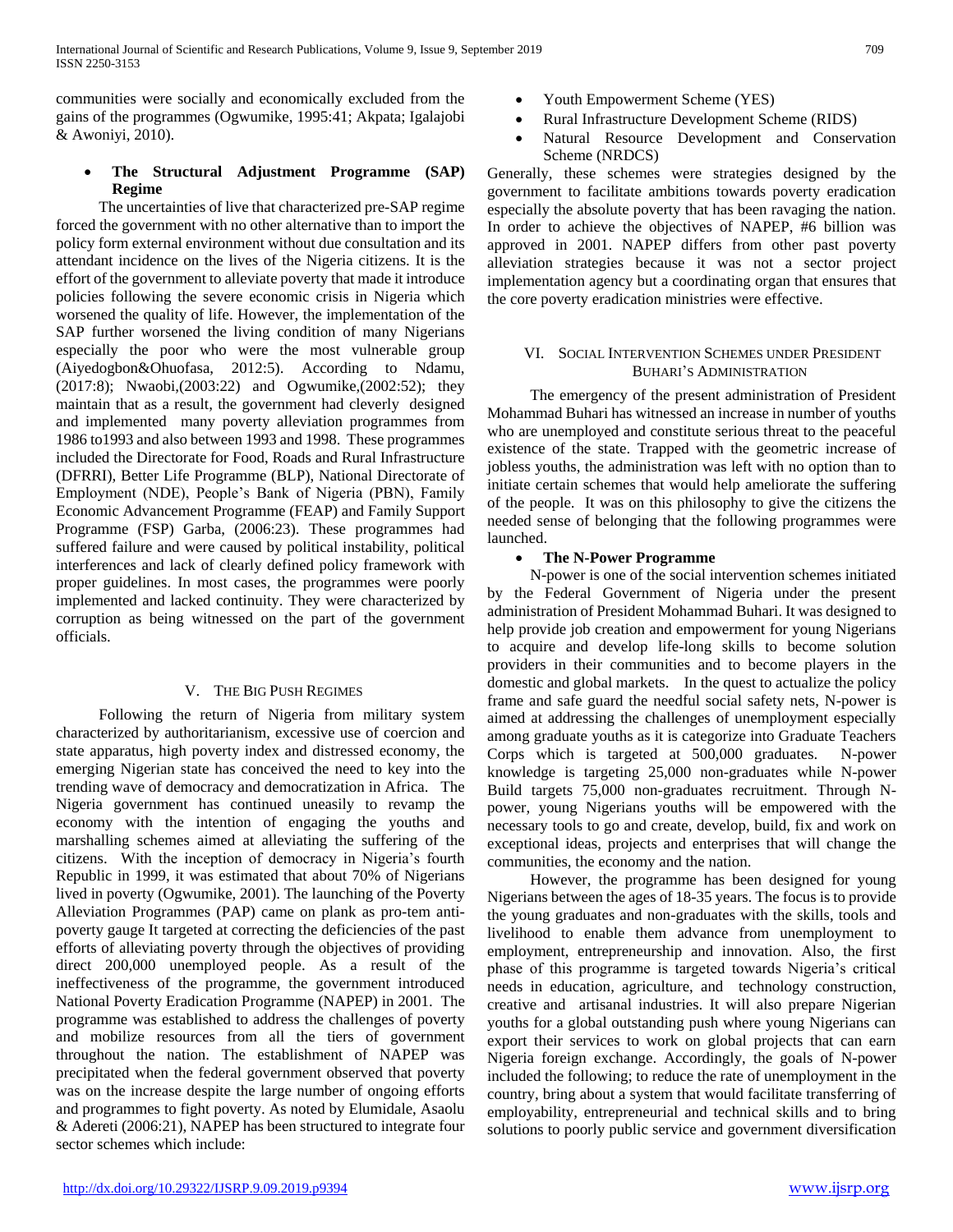communities were socially and economically excluded from the gains of the programmes (Ogwumike, 1995:41; Akpata; Igalajobi & Awoniyi, 2010).

- **The Structural Adjustment Programme (SAP) Regime**

The uncertainties of live that characterized pre-SAP regime forced the government with no other alternative than to import the policy form external environment without due consultation and its attendant incidence on the lives of the Nigeria citizens. It is the effort of the government to alleviate poverty that made it introduce policies following the severe economic crisis in Nigeria which worsened the quality of life. However, the implementation of the SAP further worsened the living condition of many Nigerians especially the poor who were the most vulnerable group (Aiyedogbon&Ohuofasa, 2012:5). According to Ndamu, (2017:8); Nwaobi,(2003:22) and Ogwumike,(2002:52); they maintain that as a result, the government had cleverly designed and implemented many poverty alleviation programmes from 1986 to1993 and also between 1993 and 1998. These programmes included the Directorate for Food, Roads and Rural Infrastructure (DFRRI), Better Life Programme (BLP), National Directorate of Employment (NDE), People's Bank of Nigeria (PBN), Family Economic Advancement Programme (FEAP) and Family Support Programme (FSP) Garba, (2006:23). These programmes had suffered failure and were caused by political instability, political interferences and lack of clearly defined policy framework with proper guidelines. In most cases, the programmes were poorly implemented and lacked continuity. They were characterized by corruption as being witnessed on the part of the government officials.

## V. The Big Push Regimes

Following the return of Nigeria from military system characterized by authoritarianism, excessive use of coercion and state apparatus, high poverty index and distressed economy, the emerging Nigerian state has conceived the need to key into the trending wave of democracy and democratization in Africa. The Nigeria government has continued uneasily to revamp the economy with the intention of engaging the youths and marshalling schemes aimed at alleviating the suffering of the citizens. With the inception of democracy in Nigeria's fourth Republic in 1999, it was estimated that about 70% of Nigerians lived in poverty (Ogwumike, 2001). The launching of the Poverty Alleviation Programmes (PAP) came on plank as pro-tem anti-poverty gauge It targeted at correcting the deficiencies of the past efforts of alleviating poverty through the objectives of providing direct 200,000 unemployed people. As a result of the ineffectiveness of the programme, the government introduced National Poverty Eradication Programme (NAPEP) in 2001. The programme was established to address the challenges of poverty and mobilize resources from all the tiers of government throughout the nation. The establishment of NAPEP was precipitated when the federal government observed that poverty was on the increase despite the large number of ongoing efforts and programmes to fight poverty. As noted by Elumidale, Asaolu & Adereti (2006:21), NAPEP has been structured to integrate four sector schemes which include:

- Youth Empowerment Scheme (YES)
- Rural Infrastructure Development Scheme (RIDS)
- Natural Resource Development and Conservation Scheme (NRDCS)

Generally, these schemes were strategies designed by the government to facilitate ambitions towards poverty eradication especially the absolute poverty that has been ravaging the nation. In order to achieve the objectives of NAPEP, #6 billion was approved in 2001. NAPEP differs from other past poverty alleviation strategies because it was not a sector project implementation agency but a coordinating organ that ensures that the core poverty eradication ministries were effective.

## VI. Social Intervention Schemes under President Buhari's Administration

The emergency of the present administration of President Mohammad Buhari has witnessed an increase in number of youths who are unemployed and constitute serious threat to the peaceful existence of the state. Trapped with the geometric increase of jobless youths, the administration was left with no option than to initiate certain schemes that would help ameliorate the suffering of the people. It was on this philosophy to give the citizens the needed sense of belonging that the following programmes were launched.

- **The N-Power Programme**

N-power is one of the social intervention schemes initiated by the Federal Government of Nigeria under the present administration of President Mohammad Buhari. It was designed to help provide job creation and empowerment for young Nigerians to acquire and develop life-long skills to become solution providers in their communities and to become players in the domestic and global markets. In the quest to actualize the policy frame and safe guard the needful social safety nets, N-power is aimed at addressing the challenges of unemployment especially among graduate youths as it is categorize into Graduate Teachers Corps which is targeted at 500,000 graduates. N-power knowledge is targeting 25,000 non-graduates while N-power Build targets 75,000 non-graduates recruitment. Through N-power, young Nigerians youths will be empowered with the necessary tools to go and create, develop, build, fix and work on exceptional ideas, projects and enterprises that will change the communities, the economy and the nation.

However, the programme has been designed for young Nigerians between the ages of 18-35 years. The focus is to provide the young graduates and non-graduates with the skills, tools and livelihood to enable them advance from unemployment to employment, entrepreneurship and innovation. Also, the first phase of this programme is targeted towards Nigeria's critical needs in education, agriculture, and technology construction, creative and artisanal industries. It will also prepare Nigerian youths for a global outstanding push where young Nigerians can export their services to work on global projects that can earn Nigeria foreign exchange. Accordingly, the goals of N-power included the following; to reduce the rate of unemployment in the country, bring about a system that would facilitate transferring of employability, entrepreneurial and technical skills and to bring solutions to poorly public service and government diversification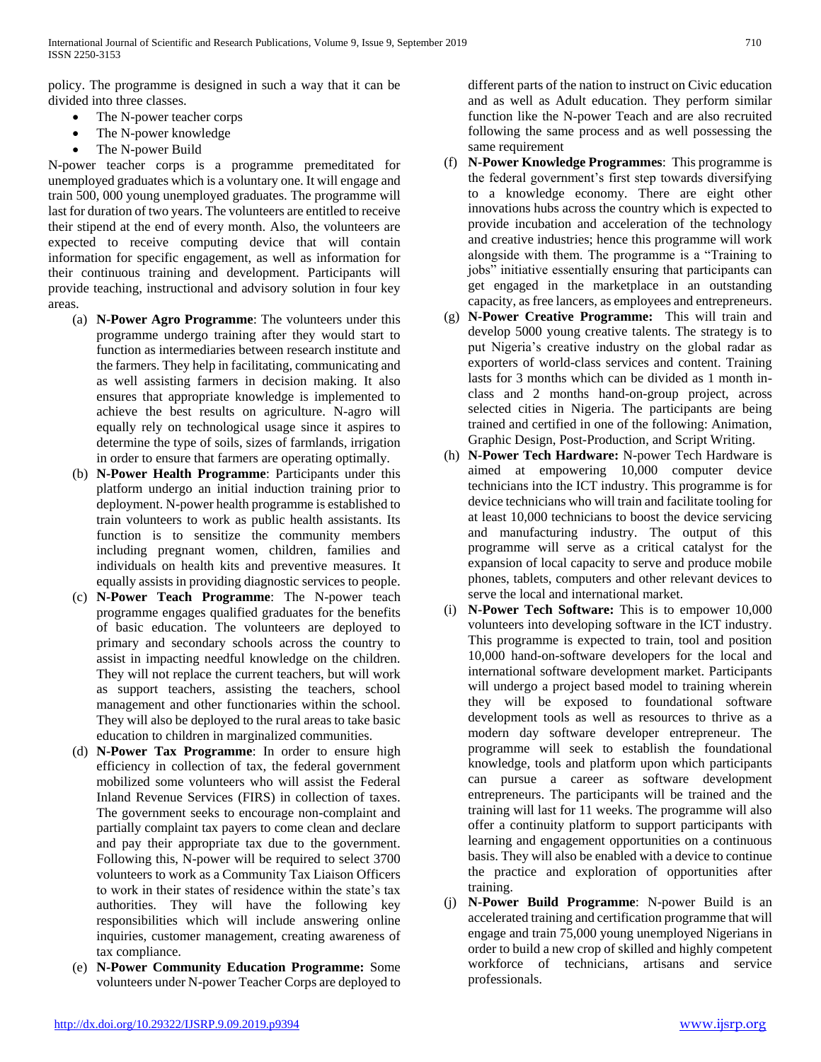policy. The programme is designed in such a way that it can be divided into three classes.

- The N-power teacher corps
- The N-power knowledge
- The N-power Build

N-power teacher corps is a programme premeditated for unemployed graduates which is a voluntary one. It will engage and train 500, 000 young unemployed graduates. The programme will last for duration of two years. The volunteers are entitled to receive their stipend at the end of every month. Also, the volunteers are expected to receive computing device that will contain information for specific engagement, as well as information for their continuous training and development. Participants will provide teaching, instructional and advisory solution in four key areas.

(a) **N-Power Agro Programme**: The volunteers under this programme undergo training after they would start to function as intermediaries between research institute and the farmers. They help in facilitating, communicating and as well assisting farmers in decision making. It also ensures that appropriate knowledge is implemented to achieve the best results on agriculture. N-agro will equally rely on technological usage since it aspires to determine the type of soils, sizes of farmlands, irrigation in order to ensure that farmers are operating optimally.

(b) **N-Power Health Programme**: Participants under this platform undergo an initial induction training prior to deployment. N-power health programme is established to train volunteers to work as public health assistants. Its function is to sensitize the community members including pregnant women, children, families and individuals on health kits and preventive measures. It equally assists in providing diagnostic services to people.

(c) **N-Power Teach Programme**: The N-power teach programme engages qualified graduates for the benefits of basic education. The volunteers are deployed to primary and secondary schools across the country to assist in impacting needful knowledge on the children. They will not replace the current teachers, but will work as support teachers, assisting the teachers, school management and other functionaries within the school. They will also be deployed to the rural areas to take basic education to children in marginalized communities.

(d) **N-Power Tax Programme**: In order to ensure high efficiency in collection of tax, the federal government mobilized some volunteers who will assist the Federal Inland Revenue Services (FIRS) in collection of taxes. The government seeks to encourage non-complaint and partially complaint tax payers to come clean and declare and pay their appropriate tax due to the government. Following this, N-power will be required to select 3700 volunteers to work as a Community Tax Liaison Officers to work in their states of residence within the state's tax authorities. They will have the following key responsibilities which will include answering online inquiries, customer management, creating awareness of tax compliance.

(e) **N-Power Community Education Programme:** Some volunteers under N-power Teacher Corps are deployed to different parts of the nation to instruct on Civic education and as well as Adult education. They perform similar function like the N-power Teach and are also recruited following the same process and as well possessing the same requirement

(f) **N-Power Knowledge Programmes**: This programme is the federal government's first step towards diversifying to a knowledge economy. There are eight other innovations hubs across the country which is expected to provide incubation and acceleration of the technology and creative industries; hence this programme will work alongside with them. The programme is a "Training to jobs" initiative essentially ensuring that participants can get engaged in the marketplace in an outstanding capacity, as free lancers, as employees and entrepreneurs.

(g) **N-Power Creative Programme:** This will train and develop 5000 young creative talents. The strategy is to put Nigeria's creative industry on the global radar as exporters of world-class services and content. Training lasts for 3 months which can be divided as 1 month in-class and 2 months hand-on-group project, across selected cities in Nigeria. The participants are being trained and certified in one of the following: Animation, Graphic Design, Post-Production, and Script Writing.

(h) **N-Power Tech Hardware:** N-power Tech Hardware is aimed at empowering 10,000 computer device technicians into the ICT industry. This programme is for device technicians who will train and facilitate tooling for at least 10,000 technicians to boost the device servicing and manufacturing industry. The output of this programme will serve as a critical catalyst for the expansion of local capacity to serve and produce mobile phones, tablets, computers and other relevant devices to serve the local and international market.

(i) **N-Power Tech Software:** This is to empower 10,000 volunteers into developing software in the ICT industry. This programme is expected to train, tool and position 10,000 hand-on-software developers for the local and international software development market. Participants will undergo a project based model to training wherein they will be exposed to foundational software development tools as well as resources to thrive as a modern day software developer entrepreneur. The programme will seek to establish the foundational knowledge, tools and platform upon which participants can pursue a career as software development entrepreneurs. The participants will be trained and the training will last for 11 weeks. The programme will also offer a continuity platform to support participants with learning and engagement opportunities on a continuous basis. They will also be enabled with a device to continue the practice and exploration of opportunities after training.

(j) **N-Power Build Programme**: N-power Build is an accelerated training and certification programme that will engage and train 75,000 young unemployed Nigerians in order to build a new crop of skilled and highly competent workforce of technicians, artisans and service professionals.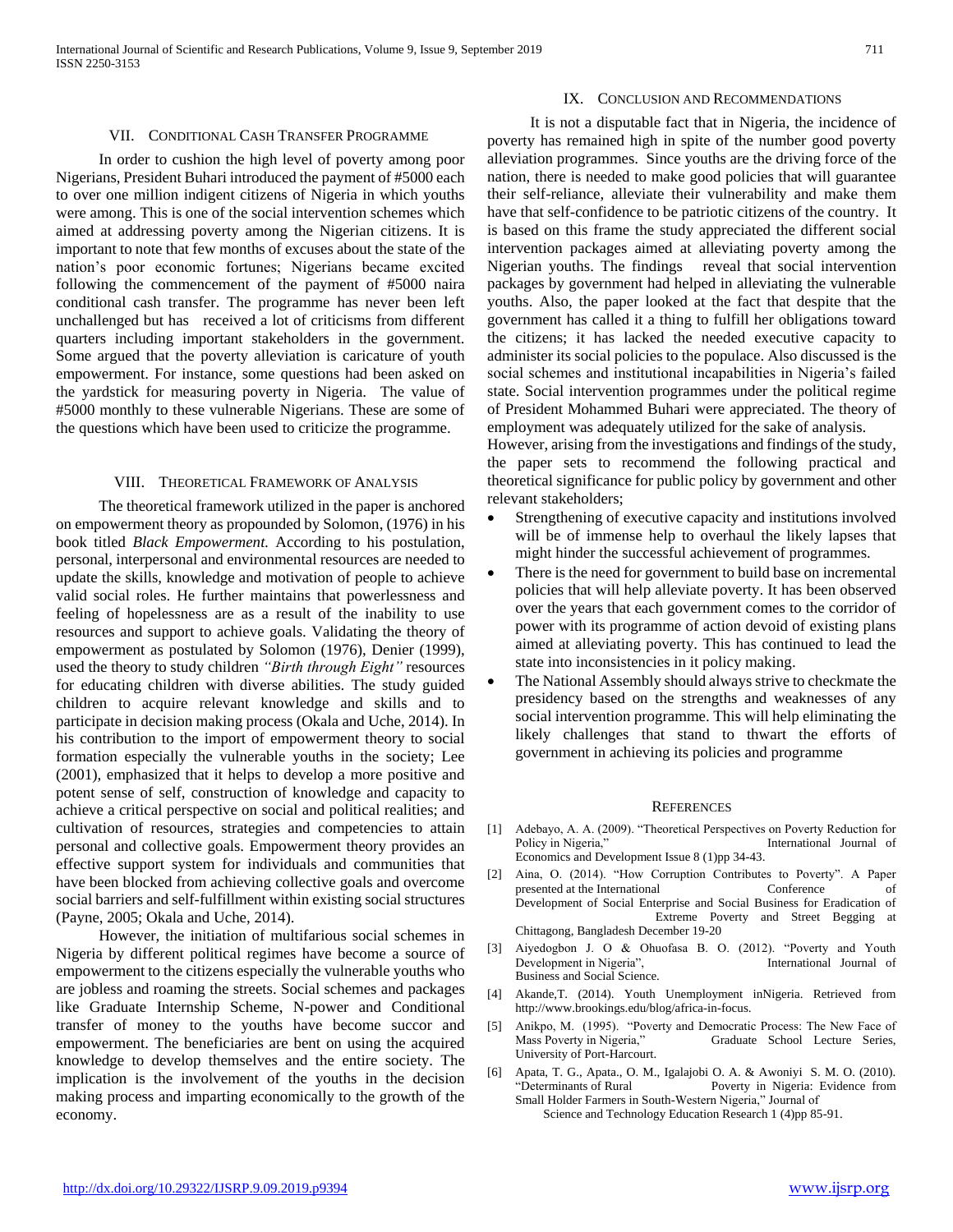## VII. Conditional Cash Transfer Programme

In order to cushion the high level of poverty among poor Nigerians, President Buhari introduced the payment of #5000 each to over one million indigent citizens of Nigeria in which youths were among. This is one of the social intervention schemes which aimed at addressing poverty among the Nigerian citizens. It is important to note that few months of excuses about the state of the nation's poor economic fortunes; Nigerians became excited following the commencement of the payment of #5000 naira conditional cash transfer. The programme has never been left unchallenged but has received a lot of criticisms from different quarters including important stakeholders in the government. Some argued that the poverty alleviation is caricature of youth empowerment. For instance, some questions had been asked on the yardstick for measuring poverty in Nigeria. The value of #5000 monthly to these vulnerable Nigerians. These are some of the questions which have been used to criticize the programme.

## VIII. Theoretical Framework of Analysis

The theoretical framework utilized in the paper is anchored on empowerment theory as propounded by Solomon, (1976) in his book titled *Black Empowerment.* According to his postulation, personal, interpersonal and environmental resources are needed to update the skills, knowledge and motivation of people to achieve valid social roles. He further maintains that powerlessness and feeling of hopelessness are as a result of the inability to use resources and support to achieve goals. Validating the theory of empowerment as postulated by Solomon (1976), Denier (1999), used the theory to study children *"Birth through Eight"* resources for educating children with diverse abilities. The study guided children to acquire relevant knowledge and skills and to participate in decision making process (Okala and Uche, 2014). In his contribution to the import of empowerment theory to social formation especially the vulnerable youths in the society; Lee (2001), emphasized that it helps to develop a more positive and potent sense of self, construction of knowledge and capacity to achieve a critical perspective on social and political realities; and cultivation of resources, strategies and competencies to attain personal and collective goals. Empowerment theory provides an effective support system for individuals and communities that have been blocked from achieving collective goals and overcome social barriers and self-fulfillment within existing social structures (Payne, 2005; Okala and Uche, 2014).

However, the initiation of multifarious social schemes in Nigeria by different political regimes have become a source of empowerment to the citizens especially the vulnerable youths who are jobless and roaming the streets. Social schemes and packages like Graduate Internship Scheme, N-power and Conditional transfer of money to the youths have become succor and empowerment. The beneficiaries are bent on using the acquired knowledge to develop themselves and the entire society. The implication is the involvement of the youths in the decision making process and imparting economically to the growth of the economy.

## IX. Conclusion and Recommendations

It is not a disputable fact that in Nigeria, the incidence of poverty has remained high in spite of the number good poverty alleviation programmes. Since youths are the driving force of the nation, there is needed to make good policies that will guarantee their self-reliance, alleviate their vulnerability and make them have that self-confidence to be patriotic citizens of the country. It is based on this frame the study appreciated the different social intervention packages aimed at alleviating poverty among the Nigerian youths. The findings reveal that social intervention packages by government had helped in alleviating the vulnerable youths. Also, the paper looked at the fact that despite that the government has called it a thing to fulfill her obligations toward the citizens; it has lacked the needed executive capacity to administer its social policies to the populace. Also discussed is the social schemes and institutional incapabilities in Nigeria's failed state. Social intervention programmes under the political regime of President Mohammed Buhari were appreciated. The theory of employment was adequately utilized for the sake of analysis.

However, arising from the investigations and findings of the study, the paper sets to recommend the following practical and theoretical significance for public policy by government and other relevant stakeholders;

- Strengthening of executive capacity and institutions involved will be of immense help to overhaul the likely lapses that might hinder the successful achievement of programmes.
- There is the need for government to build base on incremental policies that will help alleviate poverty. It has been observed over the years that each government comes to the corridor of power with its programme of action devoid of existing plans aimed at alleviating poverty. This has continued to lead the state into inconsistencies in it policy making.
- The National Assembly should always strive to checkmate the presidency based on the strengths and weaknesses of any social intervention programme. This will help eliminating the likely challenges that stand to thwart the efforts of government in achieving its policies and programme

## References

[1] Adebayo, A. A. (2009). "Theoretical Perspectives on Poverty Reduction for Policy in Nigeria," International Journal of Economics and Development Issue 8 (1)pp 34-43.

[2] Aina, O. (2014). "How Corruption Contributes to Poverty". A Paper presented at the International Conference of Development of Social Enterprise and Social Business for Eradication of Extreme Poverty and Street Begging at Chittagong, Bangladesh December 19-20

[3] Aiyedogbon J. O & Ohuofasa B. O. (2012). "Poverty and Youth Development in Nigeria", International Journal of Business and Social Science.

[4] Akande,T. (2014). Youth Unemployment inNigeria. Retrieved from http://www.brookings.edu/blog/africa-in-focus.

[5] Anikpo, M. (1995). "Poverty and Democratic Process: The New Face of Mass Poverty in Nigeria," Graduate School Lecture Series, University of Port-Harcourt.

[6] Apata, T. G., Apata., O. M., Igalajobi O. A. & Awoniyi S. M. O. (2010). "Determinants of Rural Poverty in Nigeria: Evidence from Small Holder Farmers in South-Western Nigeria," Journal of Science and Technology Education Research 1 (4)pp 85-91.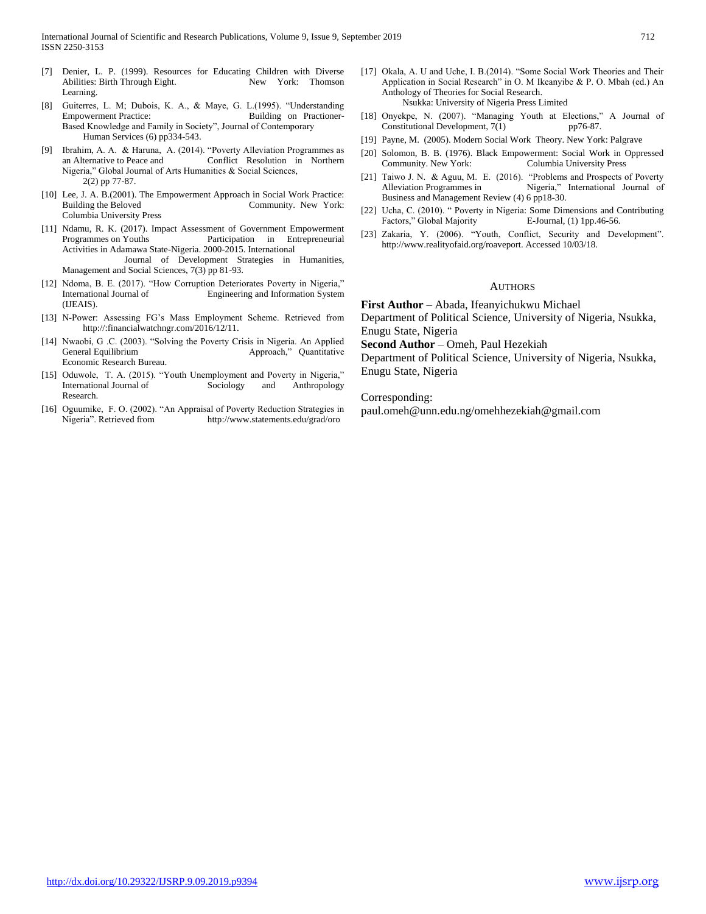[7] Denier, L. P. (1999). Resources for Educating Children with Diverse Abilities: Birth Through Eight. New York: Thomson Learning.

[8] Guiterres, L. M; Dubois, K. A., & Maye, G. L.(1995). "Understanding Empowerment Practice: Building on Practioner-Based Knowledge and Family in Society", Journal of Contemporary Human Services (6) pp334-543.

[9] Ibrahim, A. A. & Haruna, A. (2014). "Poverty Alleviation Programmes as an Alternative to Peace and Conflict Resolution in Northern Nigeria," Global Journal of Arts Humanities & Social Sciences, 2(2) pp 77-87.

[10] Lee, J. A. B.(2001). The Empowerment Approach in Social Work Practice: Building the Beloved Community. New York: Columbia University Press

[11] Ndamu, R. K. (2017). Impact Assessment of Government Empowerment Programmes on Youths Participation in Entrepreneurial Activities in Adamawa State-Nigeria. 2000-2015. International Journal of Development Strategies in Humanities, Management and Social Sciences, 7(3) pp 81-93.

[12] Ndoma, B. E. (2017). "How Corruption Deteriorates Poverty in Nigeria," International Journal of Engineering and Information System (IJEAIS).

[13] N-Power: Assessing FG's Mass Employment Scheme. Retrieved from http://:financialwatchngr.com/2016/12/11.

[14] Nwaobi, G .C. (2003). "Solving the Poverty Crisis in Nigeria. An Applied General Equilibrium Approach," Quantitative Economic Research Bureau.

[15] Oduwole, T. A. (2015). "Youth Unemployment and Poverty in Nigeria," International Journal of Sociology and Anthropology Research.

[16] Oguumike, F. O. (2002). "An Appraisal of Poverty Reduction Strategies in Nigeria". Retrieved from http://www.statements.edu/grad/oro

[17] Okala, A. U and Uche, I. B.(2014). "Some Social Work Theories and Their Application in Social Research" in O. M Ikeanyibe & P. O. Mbah (ed.) An Anthology of Theories for Social Research. Nsukka: University of Nigeria Press Limited

[18] Onyekpe, N. (2007). "Managing Youth at Elections," A Journal of Constitutional Development, 7(1) pp76-87.

[19] Payne, M. (2005). Modern Social Work Theory. New York: Palgrave

[20] Solomon, B. B. (1976). Black Empowerment: Social Work in Oppressed Community. New York: Columbia University Press

[21] Taiwo J. N. & Aguu, M. E. (2016). "Problems and Prospects of Poverty Alleviation Programmes in Nigeria," International Journal of Business and Management Review (4) 6 pp18-30.

[22] Ucha, C. (2010). " Poverty in Nigeria: Some Dimensions and Contributing Factors," Global Majority E-Journal, (1) 1pp.46-56.

[23] Zakaria, Y. (2006). "Youth, Conflict, Security and Development". http://www.realityofaid.org/roaveport. Accessed 10/03/18.

## AUTHORS

**First Author** – Abada, Ifeanyichukwu Michael
Department of Political Science, University of Nigeria, Nsukka, Enugu State, Nigeria

**Second Author** – Omeh, Paul Hezekiah
Department of Political Science, University of Nigeria, Nsukka, Enugu State, Nigeria

Corresponding:
paul.omeh@unn.edu.ng/omehhezekiah@gmail.com